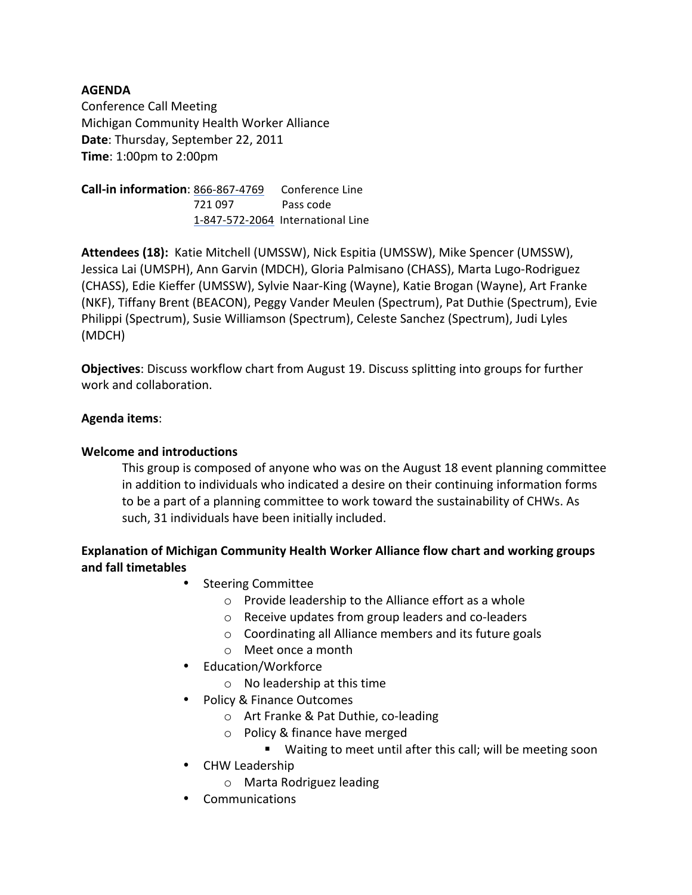**AGENDA**
Conference Call Meeting
Michigan Community Health Worker Alliance
**Date**: Thursday, September 22, 2011
**Time**: 1:00pm to 2:00pm

**Call-in information**: 866-867-4769 Conference Line
721 097 Pass code
1-847-572-2064 International Line

**Attendees (18):** Katie Mitchell (UMSSW), Nick Espitia (UMSSW), Mike Spencer (UMSSW), Jessica Lai (UMSPH), Ann Garvin (MDCH), Gloria Palmisano (CHASS), Marta Lugo-Rodriguez (CHASS), Edie Kieffer (UMSSW), Sylvie Naar-King (Wayne), Katie Brogan (Wayne), Art Franke (NKF), Tiffany Brent (BEACON), Peggy Vander Meulen (Spectrum), Pat Duthie (Spectrum), Evie Philippi (Spectrum), Susie Williamson (Spectrum), Celeste Sanchez (Spectrum), Judi Lyles (MDCH)

**Objectives**: Discuss workflow chart from August 19. Discuss splitting into groups for further work and collaboration.

**Agenda items**:

**Welcome and introductions**

This group is composed of anyone who was on the August 18 event planning committee in addition to individuals who indicated a desire on their continuing information forms to be a part of a planning committee to work toward the sustainability of CHWs. As such, 31 individuals have been initially included.

**Explanation of Michigan Community Health Worker Alliance flow chart and working groups and fall timetables**

- Steering Committee
  - Provide leadership to the Alliance effort as a whole
  - Receive updates from group leaders and co-leaders
  - Coordinating all Alliance members and its future goals
  - Meet once a month
- Education/Workforce
  - No leadership at this time
- Policy & Finance Outcomes
  - Art Franke & Pat Duthie, co-leading
  - Policy & finance have merged
    - Waiting to meet until after this call; will be meeting soon
- CHW Leadership
  - Marta Rodriguez leading
- Communications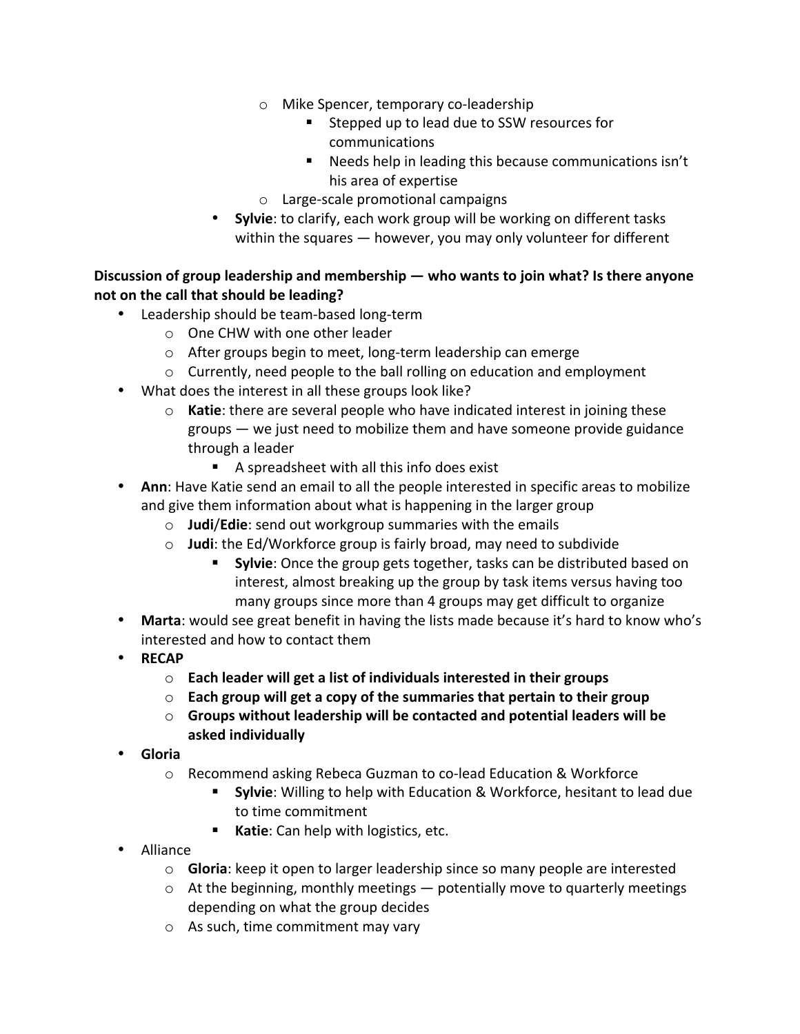- Mike Spencer, temporary co-leadership
            - Stepped up to lead due to SSW resources for communications
            - Needs help in leading this because communications isn't his area of expertise
        - Large-scale promotional campaigns
    - **Sylvie**: to clarify, each work group will be working on different tasks within the squares — however, you may only volunteer for different

**Discussion of group leadership and membership — who wants to join what? Is there anyone not on the call that should be leading?**

- Leadership should be team-based long-term
    - One CHW with one other leader
    - After groups begin to meet, long-term leadership can emerge
    - Currently, need people to the ball rolling on education and employment
- What does the interest in all these groups look like?
    - **Katie**: there are several people who have indicated interest in joining these groups — we just need to mobilize them and have someone provide guidance through a leader
        - A spreadsheet with all this info does exist
- **Ann**: Have Katie send an email to all the people interested in specific areas to mobilize and give them information about what is happening in the larger group
    - **Judi**/**Edie**: send out workgroup summaries with the emails
    - **Judi**: the Ed/Workforce group is fairly broad, may need to subdivide
        - **Sylvie**: Once the group gets together, tasks can be distributed based on interest, almost breaking up the group by task items versus having too many groups since more than 4 groups may get difficult to organize
- **Marta**: would see great benefit in having the lists made because it's hard to know who's interested and how to contact them
- **RECAP**
    - **Each leader will get a list of individuals interested in their groups**
    - **Each group will get a copy of the summaries that pertain to their group**
    - **Groups without leadership will be contacted and potential leaders will be asked individually**
- **Gloria**
    - Recommend asking Rebeca Guzman to co-lead Education & Workforce
        - **Sylvie**: Willing to help with Education & Workforce, hesitant to lead due to time commitment
        - **Katie**: Can help with logistics, etc.
- Alliance
    - **Gloria**: keep it open to larger leadership since so many people are interested
    - At the beginning, monthly meetings — potentially move to quarterly meetings depending on what the group decides
    - As such, time commitment may vary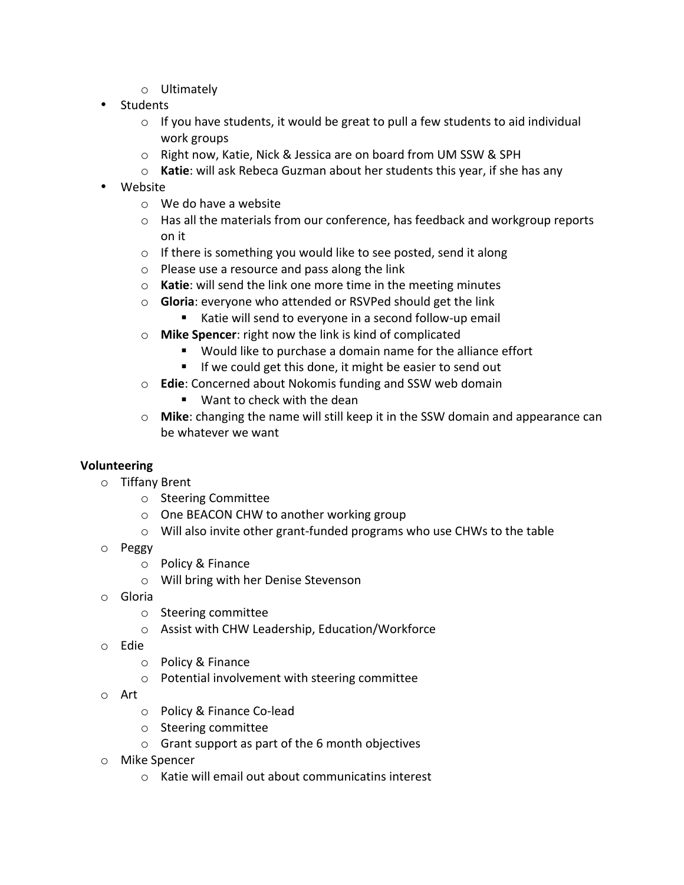- Ultimately
- Students
  - If you have students, it would be great to pull a few students to aid individual work groups
  - Right now, Katie, Nick & Jessica are on board from UM SSW & SPH
  - **Katie**: will ask Rebeca Guzman about her students this year, if she has any
- Website
  - We do have a website
  - Has all the materials from our conference, has feedback and workgroup reports on it
  - If there is something you would like to see posted, send it along
  - Please use a resource and pass along the link
  - **Katie**: will send the link one more time in the meeting minutes
  - **Gloria**: everyone who attended or RSVPed should get the link
    - Katie will send to everyone in a second follow-up email
  - **Mike Spencer**: right now the link is kind of complicated
    - Would like to purchase a domain name for the alliance effort
    - If we could get this done, it might be easier to send out
  - **Edie**: Concerned about Nokomis funding and SSW web domain
    - Want to check with the dean
  - **Mike**: changing the name will still keep it in the SSW domain and appearance can be whatever we want

**Volunteering**

- Tiffany Brent
  - Steering Committee
  - One BEACON CHW to another working group
  - Will also invite other grant-funded programs who use CHWs to the table
- Peggy
  - Policy & Finance
  - Will bring with her Denise Stevenson
- Gloria
  - Steering committee
  - Assist with CHW Leadership, Education/Workforce
- Edie
  - Policy & Finance
  - Potential involvement with steering committee
- Art
  - Policy & Finance Co-lead
  - Steering committee
  - Grant support as part of the 6 month objectives
- Mike Spencer
  - Katie will email out about communicatins interest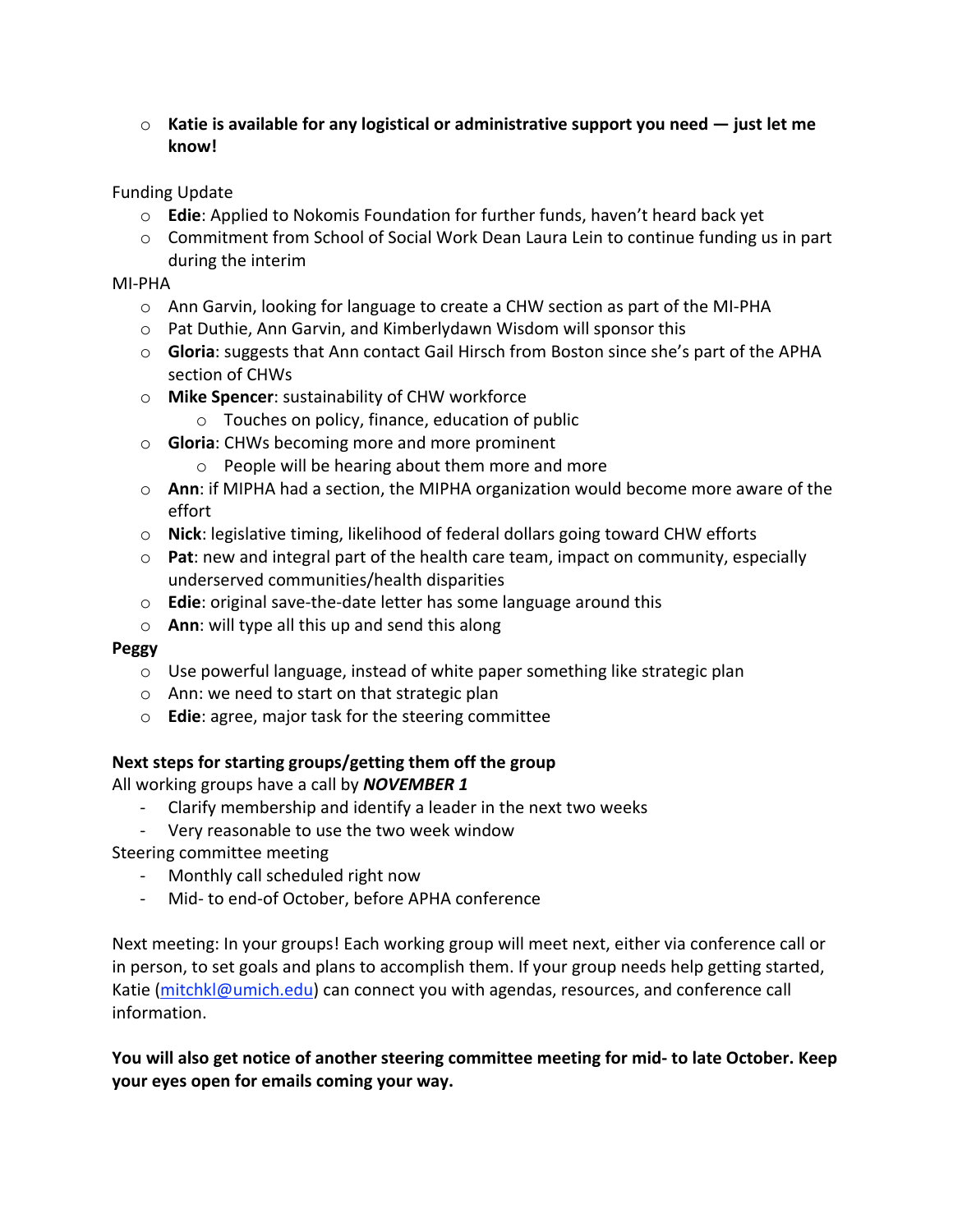- **Katie is available for any logistical or administrative support you need — just let me know!**

Funding Update

- **Edie**: Applied to Nokomis Foundation for further funds, haven't heard back yet
- Commitment from School of Social Work Dean Laura Lein to continue funding us in part during the interim

MI-PHA

- Ann Garvin, looking for language to create a CHW section as part of the MI-PHA
- Pat Duthie, Ann Garvin, and Kimberlydawn Wisdom will sponsor this
- **Gloria**: suggests that Ann contact Gail Hirsch from Boston since she's part of the APHA section of CHWs
- **Mike Spencer**: sustainability of CHW workforce
  - Touches on policy, finance, education of public
- **Gloria**: CHWs becoming more and more prominent
  - People will be hearing about them more and more
- **Ann**: if MIPHA had a section, the MIPHA organization would become more aware of the effort
- **Nick**: legislative timing, likelihood of federal dollars going toward CHW efforts
- **Pat**: new and integral part of the health care team, impact on community, especially underserved communities/health disparities
- **Edie**: original save-the-date letter has some language around this
- **Ann**: will type all this up and send this along

**Peggy**

- Use powerful language, instead of white paper something like strategic plan
- Ann: we need to start on that strategic plan
- **Edie**: agree, major task for the steering committee

**Next steps for starting groups/getting them off the group**

All working groups have a call by ***NOVEMBER 1***

- Clarify membership and identify a leader in the next two weeks
- Very reasonable to use the two week window

Steering committee meeting

- Monthly call scheduled right now
- Mid- to end-of October, before APHA conference

Next meeting: In your groups! Each working group will meet next, either via conference call or in person, to set goals and plans to accomplish them. If your group needs help getting started, Katie (mitchkl@umich.edu) can connect you with agendas, resources, and conference call information.

**You will also get notice of another steering committee meeting for mid- to late October. Keep your eyes open for emails coming your way.**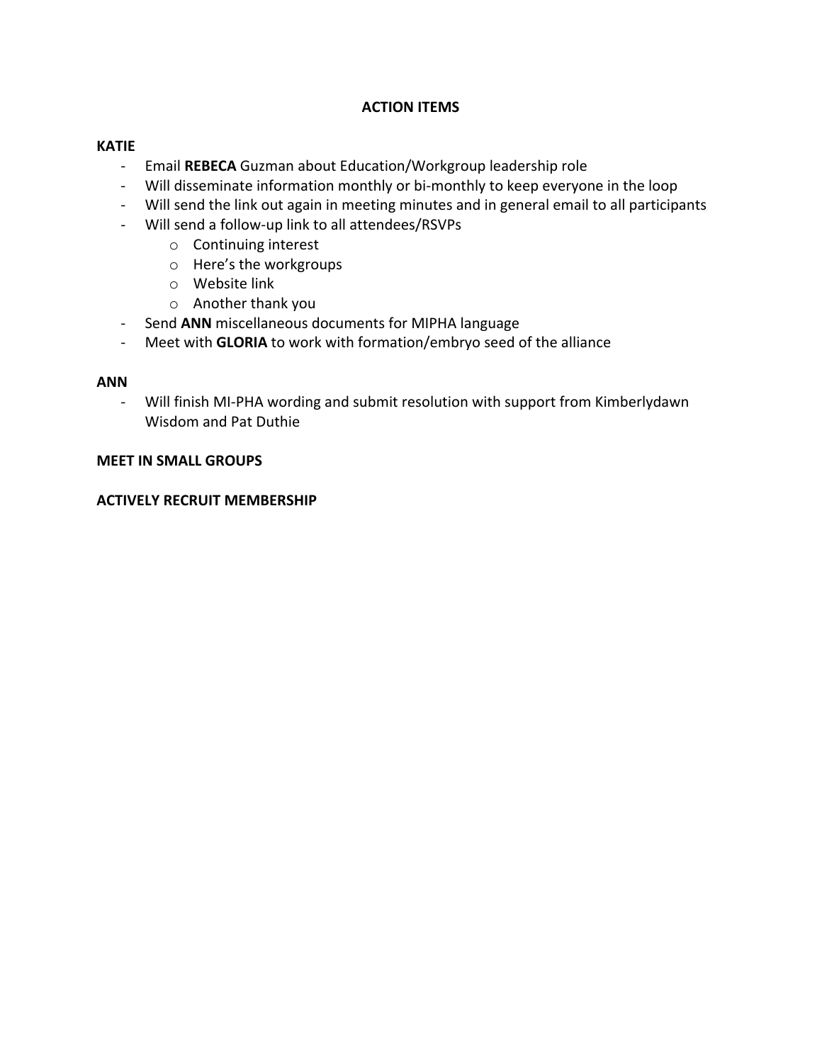## ACTION ITEMS

**KATIE**

- Email **REBECA** Guzman about Education/Workgroup leadership role
- Will disseminate information monthly or bi-monthly to keep everyone in the loop
- Will send the link out again in meeting minutes and in general email to all participants
- Will send a follow-up link to all attendees/RSVPs
  - Continuing interest
  - Here's the workgroups
  - Website link
  - Another thank you
- Send **ANN** miscellaneous documents for MIPHA language
- Meet with **GLORIA** to work with formation/embryo seed of the alliance

**ANN**

- Will finish MI-PHA wording and submit resolution with support from Kimberlydawn Wisdom and Pat Duthie

**MEET IN SMALL GROUPS**

**ACTIVELY RECRUIT MEMBERSHIP**